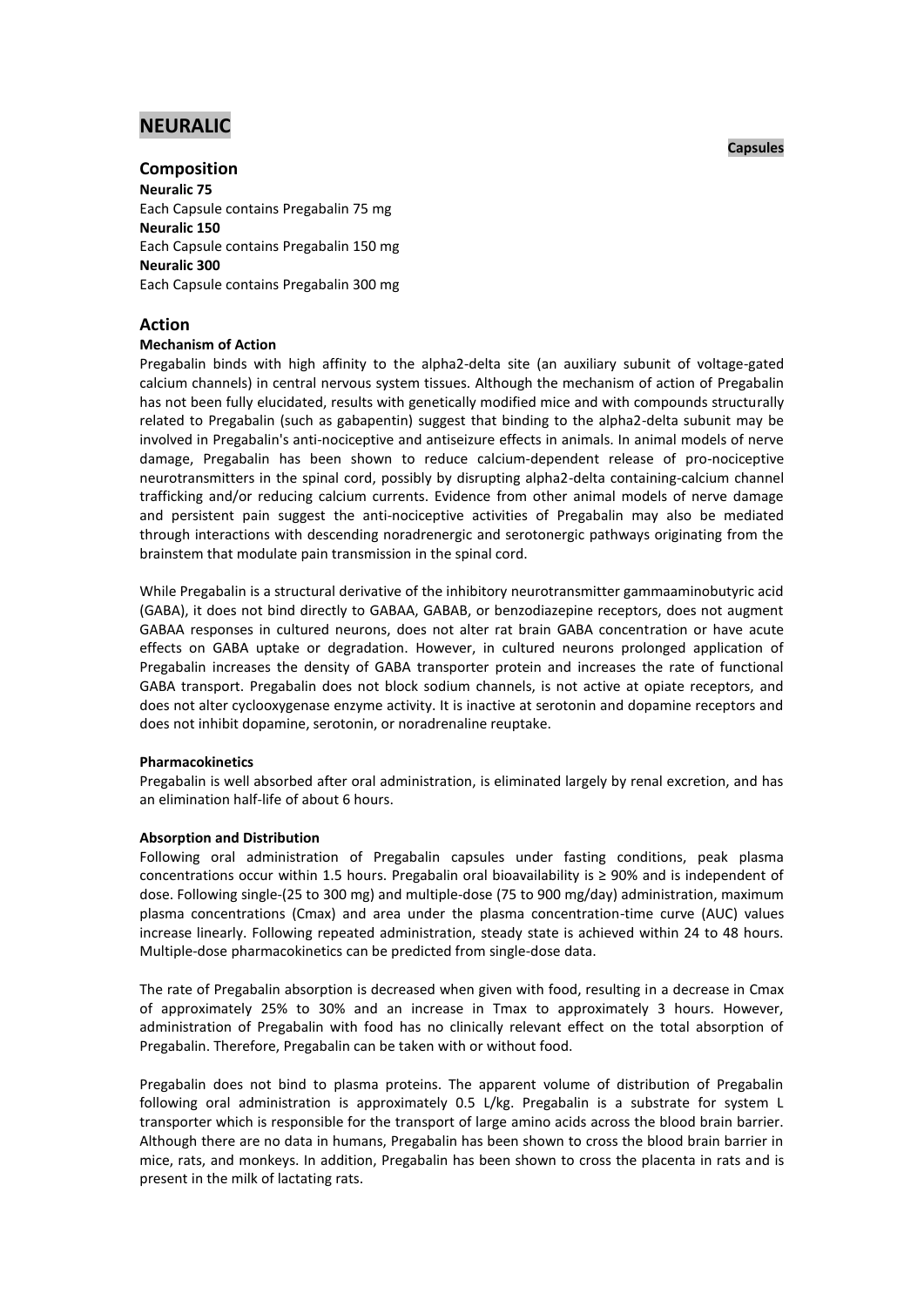# NEURALIC

**Capsules**

## Composition

**Neuralic 75**
Each Capsule contains Pregabalin 75 mg
**Neuralic 150**
Each Capsule contains Pregabalin 150 mg
**Neuralic 300**
Each Capsule contains Pregabalin 300 mg

## Action

**Mechanism of Action**

Pregabalin binds with high affinity to the alpha2-delta site (an auxiliary subunit of voltage-gated calcium channels) in central nervous system tissues. Although the mechanism of action of Pregabalin has not been fully elucidated, results with genetically modified mice and with compounds structurally related to Pregabalin (such as gabapentin) suggest that binding to the alpha2-delta subunit may be involved in Pregabalin's anti-nociceptive and antiseizure effects in animals. In animal models of nerve damage, Pregabalin has been shown to reduce calcium-dependent release of pro-nociceptive neurotransmitters in the spinal cord, possibly by disrupting alpha2-delta containing-calcium channel trafficking and/or reducing calcium currents. Evidence from other animal models of nerve damage and persistent pain suggest the anti-nociceptive activities of Pregabalin may also be mediated through interactions with descending noradrenergic and serotonergic pathways originating from the brainstem that modulate pain transmission in the spinal cord.

While Pregabalin is a structural derivative of the inhibitory neurotransmitter gammaaminobutyric acid (GABA), it does not bind directly to GABAA, GABAB, or benzodiazepine receptors, does not augment GABAA responses in cultured neurons, does not alter rat brain GABA concentration or have acute effects on GABA uptake or degradation. However, in cultured neurons prolonged application of Pregabalin increases the density of GABA transporter protein and increases the rate of functional GABA transport. Pregabalin does not block sodium channels, is not active at opiate receptors, and does not alter cyclooxygenase enzyme activity. It is inactive at serotonin and dopamine receptors and does not inhibit dopamine, serotonin, or noradrenaline reuptake.

**Pharmacokinetics**

Pregabalin is well absorbed after oral administration, is eliminated largely by renal excretion, and has an elimination half-life of about 6 hours.

**Absorption and Distribution**

Following oral administration of Pregabalin capsules under fasting conditions, peak plasma concentrations occur within 1.5 hours. Pregabalin oral bioavailability is ≥ 90% and is independent of dose. Following single-(25 to 300 mg) and multiple-dose (75 to 900 mg/day) administration, maximum plasma concentrations (Cmax) and area under the plasma concentration-time curve (AUC) values increase linearly. Following repeated administration, steady state is achieved within 24 to 48 hours. Multiple-dose pharmacokinetics can be predicted from single-dose data.

The rate of Pregabalin absorption is decreased when given with food, resulting in a decrease in Cmax of approximately 25% to 30% and an increase in Tmax to approximately 3 hours. However, administration of Pregabalin with food has no clinically relevant effect on the total absorption of Pregabalin. Therefore, Pregabalin can be taken with or without food.

Pregabalin does not bind to plasma proteins. The apparent volume of distribution of Pregabalin following oral administration is approximately 0.5 L/kg. Pregabalin is a substrate for system L transporter which is responsible for the transport of large amino acids across the blood brain barrier. Although there are no data in humans, Pregabalin has been shown to cross the blood brain barrier in mice, rats, and monkeys. In addition, Pregabalin has been shown to cross the placenta in rats and is present in the milk of lactating rats.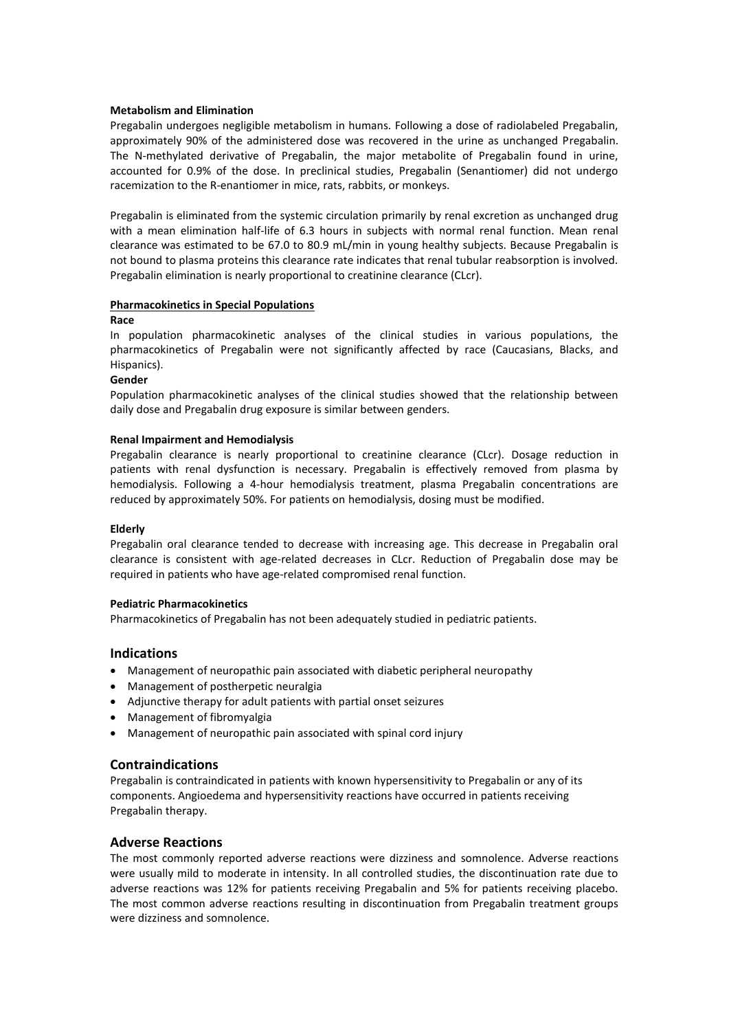**Metabolism and Elimination**

Pregabalin undergoes negligible metabolism in humans. Following a dose of radiolabeled Pregabalin, approximately 90% of the administered dose was recovered in the urine as unchanged Pregabalin. The N-methylated derivative of Pregabalin, the major metabolite of Pregabalin found in urine, accounted for 0.9% of the dose. In preclinical studies, Pregabalin (Senantiomer) did not undergo racemization to the R-enantiomer in mice, rats, rabbits, or monkeys.

Pregabalin is eliminated from the systemic circulation primarily by renal excretion as unchanged drug with a mean elimination half-life of 6.3 hours in subjects with normal renal function. Mean renal clearance was estimated to be 67.0 to 80.9 mL/min in young healthy subjects. Because Pregabalin is not bound to plasma proteins this clearance rate indicates that renal tubular reabsorption is involved. Pregabalin elimination is nearly proportional to creatinine clearance (CLcr).

**Pharmacokinetics in Special Populations**

**Race**

In population pharmacokinetic analyses of the clinical studies in various populations, the pharmacokinetics of Pregabalin were not significantly affected by race (Caucasians, Blacks, and Hispanics).

**Gender**

Population pharmacokinetic analyses of the clinical studies showed that the relationship between daily dose and Pregabalin drug exposure is similar between genders.

**Renal Impairment and Hemodialysis**

Pregabalin clearance is nearly proportional to creatinine clearance (CLcr). Dosage reduction in patients with renal dysfunction is necessary. Pregabalin is effectively removed from plasma by hemodialysis. Following a 4-hour hemodialysis treatment, plasma Pregabalin concentrations are reduced by approximately 50%. For patients on hemodialysis, dosing must be modified.

**Elderly**

Pregabalin oral clearance tended to decrease with increasing age. This decrease in Pregabalin oral clearance is consistent with age-related decreases in CLcr. Reduction of Pregabalin dose may be required in patients who have age-related compromised renal function.

**Pediatric Pharmacokinetics**

Pharmacokinetics of Pregabalin has not been adequately studied in pediatric patients.

## Indications

- Management of neuropathic pain associated with diabetic peripheral neuropathy
- Management of postherpetic neuralgia
- Adjunctive therapy for adult patients with partial onset seizures
- Management of fibromyalgia
- Management of neuropathic pain associated with spinal cord injury

## Contraindications

Pregabalin is contraindicated in patients with known hypersensitivity to Pregabalin or any of its components. Angioedema and hypersensitivity reactions have occurred in patients receiving Pregabalin therapy.

## Adverse Reactions

The most commonly reported adverse reactions were dizziness and somnolence. Adverse reactions were usually mild to moderate in intensity. In all controlled studies, the discontinuation rate due to adverse reactions was 12% for patients receiving Pregabalin and 5% for patients receiving placebo. The most common adverse reactions resulting in discontinuation from Pregabalin treatment groups were dizziness and somnolence.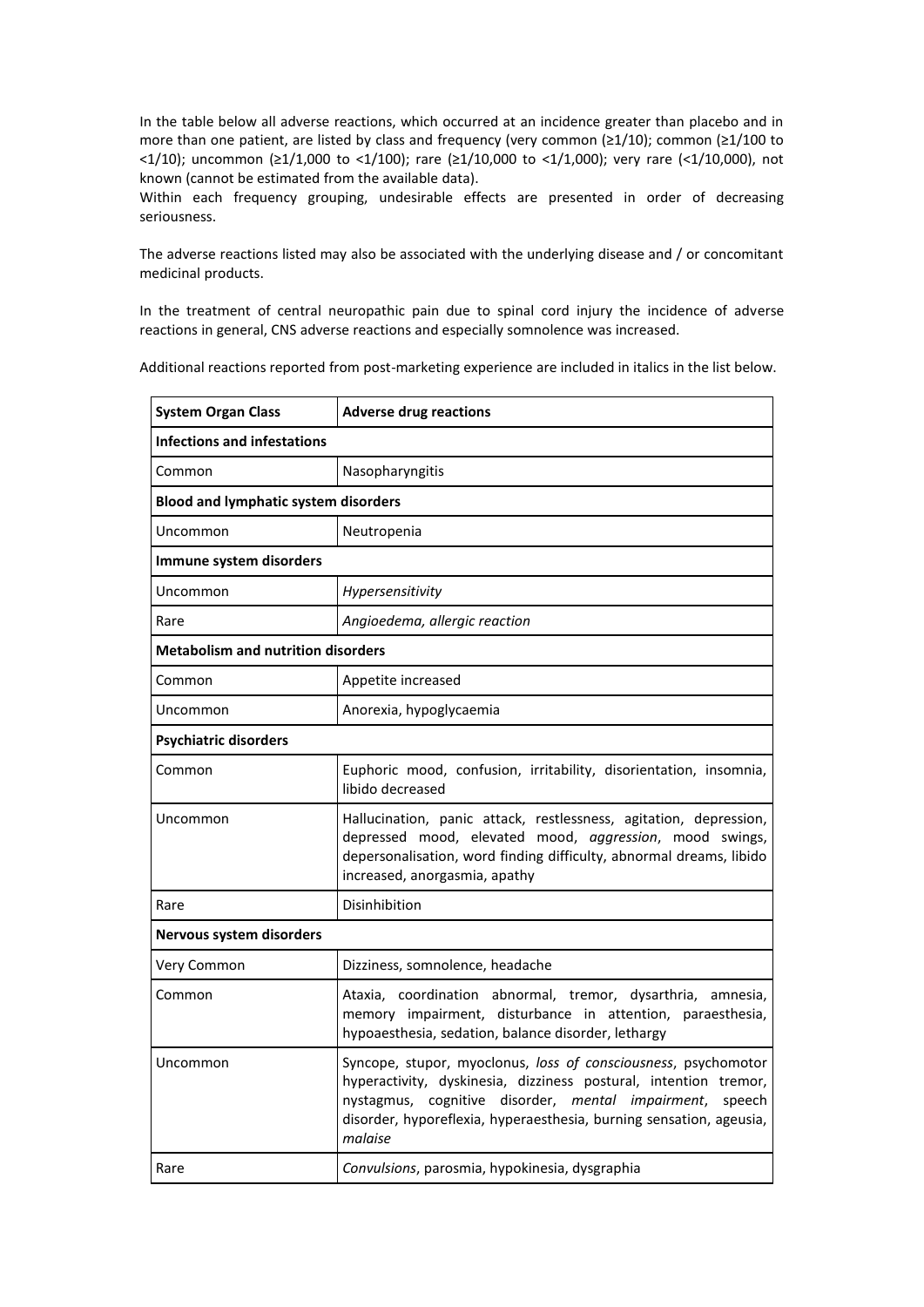In the table below all adverse reactions, which occurred at an incidence greater than placebo and in more than one patient, are listed by class and frequency (very common (≥1/10); common (≥1/100 to <1/10); uncommon (≥1/1,000 to <1/100); rare (≥1/10,000 to <1/1,000); very rare (<1/10,000), not known (cannot be estimated from the available data).

Within each frequency grouping, undesirable effects are presented in order of decreasing seriousness.

The adverse reactions listed may also be associated with the underlying disease and / or concomitant medicinal products.

In the treatment of central neuropathic pain due to spinal cord injury the incidence of adverse reactions in general, CNS adverse reactions and especially somnolence was increased.

Additional reactions reported from post-marketing experience are included in italics in the list below.

| **System Organ Class** | **Adverse drug reactions** |
|---|---|
| **Infections and infestations** | |
| Common | Nasopharyngitis |
| **Blood and lymphatic system disorders** | |
| Uncommon | Neutropenia |
| **Immune system disorders** | |
| Uncommon | *Hypersensitivity* |
| Rare | *Angioedema, allergic reaction* |
| **Metabolism and nutrition disorders** | |
| Common | Appetite increased |
| Uncommon | Anorexia, hypoglycaemia |
| **Psychiatric disorders** | |
| Common | Euphoric mood, confusion, irritability, disorientation, insomnia, libido decreased |
| Uncommon | Hallucination, panic attack, restlessness, agitation, depression, depressed mood, elevated mood, *aggression*, mood swings, depersonalisation, word finding difficulty, abnormal dreams, libido increased, anorgasmia, apathy |
| Rare | Disinhibition |
| **Nervous system disorders** | |
| Very Common | Dizziness, somnolence, headache |
| Common | Ataxia, coordination abnormal, tremor, dysarthria, amnesia, memory impairment, disturbance in attention, paraesthesia, hypoaesthesia, sedation, balance disorder, lethargy |
| Uncommon | Syncope, stupor, myoclonus, *loss of consciousness*, psychomotor hyperactivity, dyskinesia, dizziness postural, intention tremor, nystagmus, cognitive disorder, *mental impairment*, speech disorder, hyporeflexia, hyperaesthesia, burning sensation, ageusia, *malaise* |
| Rare | *Convulsions*, parosmia, hypokinesia, dysgraphia |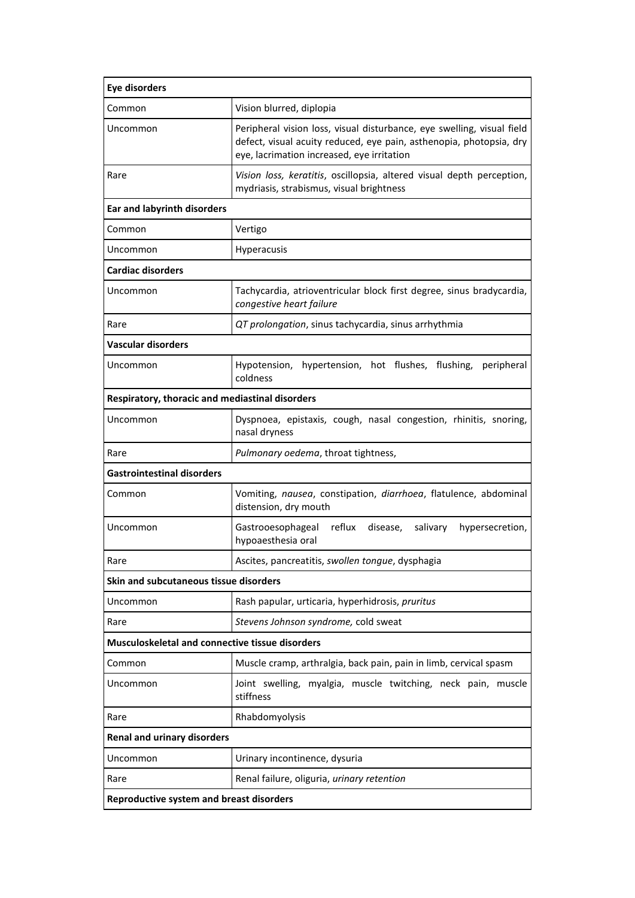| **Eye disorders** | |
|---|---|
| Common | Vision blurred, diplopia |
| Uncommon | Peripheral vision loss, visual disturbance, eye swelling, visual field defect, visual acuity reduced, eye pain, asthenopia, photopsia, dry eye, lacrimation increased, eye irritation |
| Rare | *Vision loss, keratitis*, oscillopsia, altered visual depth perception, mydriasis, strabismus, visual brightness |
| **Ear and labyrinth disorders** | |
| Common | Vertigo |
| Uncommon | Hyperacusis |
| **Cardiac disorders** | |
| Uncommon | Tachycardia, atrioventricular block first degree, sinus bradycardia, *congestive heart failure* |
| Rare | *QT prolongation*, sinus tachycardia, sinus arrhythmia |
| **Vascular disorders** | |
| Uncommon | Hypotension, hypertension, hot flushes, flushing, peripheral coldness |
| **Respiratory, thoracic and mediastinal disorders** | |
| Uncommon | Dyspnoea, epistaxis, cough, nasal congestion, rhinitis, snoring, nasal dryness |
| Rare | *Pulmonary oedema*, throat tightness, |
| **Gastrointestinal disorders** | |
| Common | Vomiting, *nausea*, constipation, *diarrhoea*, flatulence, abdominal distension, dry mouth |
| Uncommon | Gastrooesophageal reflux disease, salivary hypersecretion, hypoaesthesia oral |
| Rare | Ascites, pancreatitis, *swollen tongue*, dysphagia |
| **Skin and subcutaneous tissue disorders** | |
| Uncommon | Rash papular, urticaria, hyperhidrosis, *pruritus* |
| Rare | *Stevens Johnson syndrome,* cold sweat |
| **Musculoskeletal and connective tissue disorders** | |
| Common | Muscle cramp, arthralgia, back pain, pain in limb, cervical spasm |
| Uncommon | Joint swelling, myalgia, muscle twitching, neck pain, muscle stiffness |
| Rare | Rhabdomyolysis |
| **Renal and urinary disorders** | |
| Uncommon | Urinary incontinence, dysuria |
| Rare | Renal failure, oliguria, *urinary retention* |
| **Reproductive system and breast disorders** | |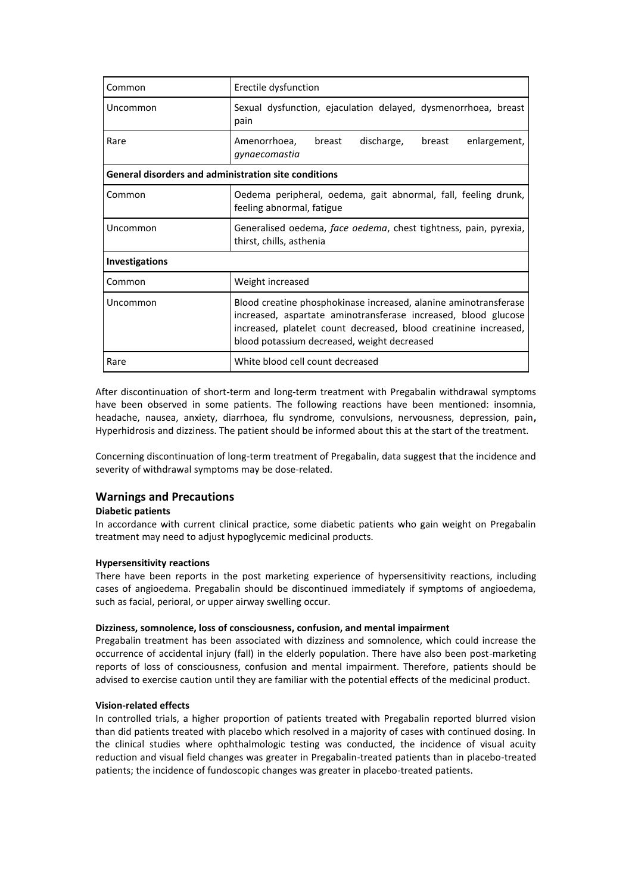| | |
|---|---|
| Common | Erectile dysfunction |
| Uncommon | Sexual dysfunction, ejaculation delayed, dysmenorrhoea, breast pain |
| Rare | Amenorrhoea, breast discharge, breast enlargement, *gynaecomastia* |
| **General disorders and administration site conditions** | |
| Common | Oedema peripheral, oedema, gait abnormal, fall, feeling drunk, feeling abnormal, fatigue |
| Uncommon | Generalised oedema, *face oedema*, chest tightness, pain, pyrexia, thirst, chills, asthenia |
| **Investigations** | |
| Common | Weight increased |
| Uncommon | Blood creatine phosphokinase increased, alanine aminotransferase increased, aspartate aminotransferase increased, blood glucose increased, platelet count decreased, blood creatinine increased, blood potassium decreased, weight decreased |
| Rare | White blood cell count decreased |

After discontinuation of short-term and long-term treatment with Pregabalin withdrawal symptoms have been observed in some patients. The following reactions have been mentioned: insomnia, headache, nausea, anxiety, diarrhoea, flu syndrome, convulsions, nervousness, depression, pain**,** Hyperhidrosis and dizziness. The patient should be informed about this at the start of the treatment.

Concerning discontinuation of long-term treatment of Pregabalin, data suggest that the incidence and severity of withdrawal symptoms may be dose-related.

## Warnings and Precautions

**Diabetic patients**

In accordance with current clinical practice, some diabetic patients who gain weight on Pregabalin treatment may need to adjust hypoglycemic medicinal products.

**Hypersensitivity reactions**

There have been reports in the post marketing experience of hypersensitivity reactions, including cases of angioedema. Pregabalin should be discontinued immediately if symptoms of angioedema, such as facial, perioral, or upper airway swelling occur.

**Dizziness, somnolence, loss of consciousness, confusion, and mental impairment**

Pregabalin treatment has been associated with dizziness and somnolence, which could increase the occurrence of accidental injury (fall) in the elderly population. There have also been post-marketing reports of loss of consciousness, confusion and mental impairment. Therefore, patients should be advised to exercise caution until they are familiar with the potential effects of the medicinal product.

**Vision-related effects**

In controlled trials, a higher proportion of patients treated with Pregabalin reported blurred vision than did patients treated with placebo which resolved in a majority of cases with continued dosing. In the clinical studies where ophthalmologic testing was conducted, the incidence of visual acuity reduction and visual field changes was greater in Pregabalin-treated patients than in placebo-treated patients; the incidence of fundoscopic changes was greater in placebo-treated patients.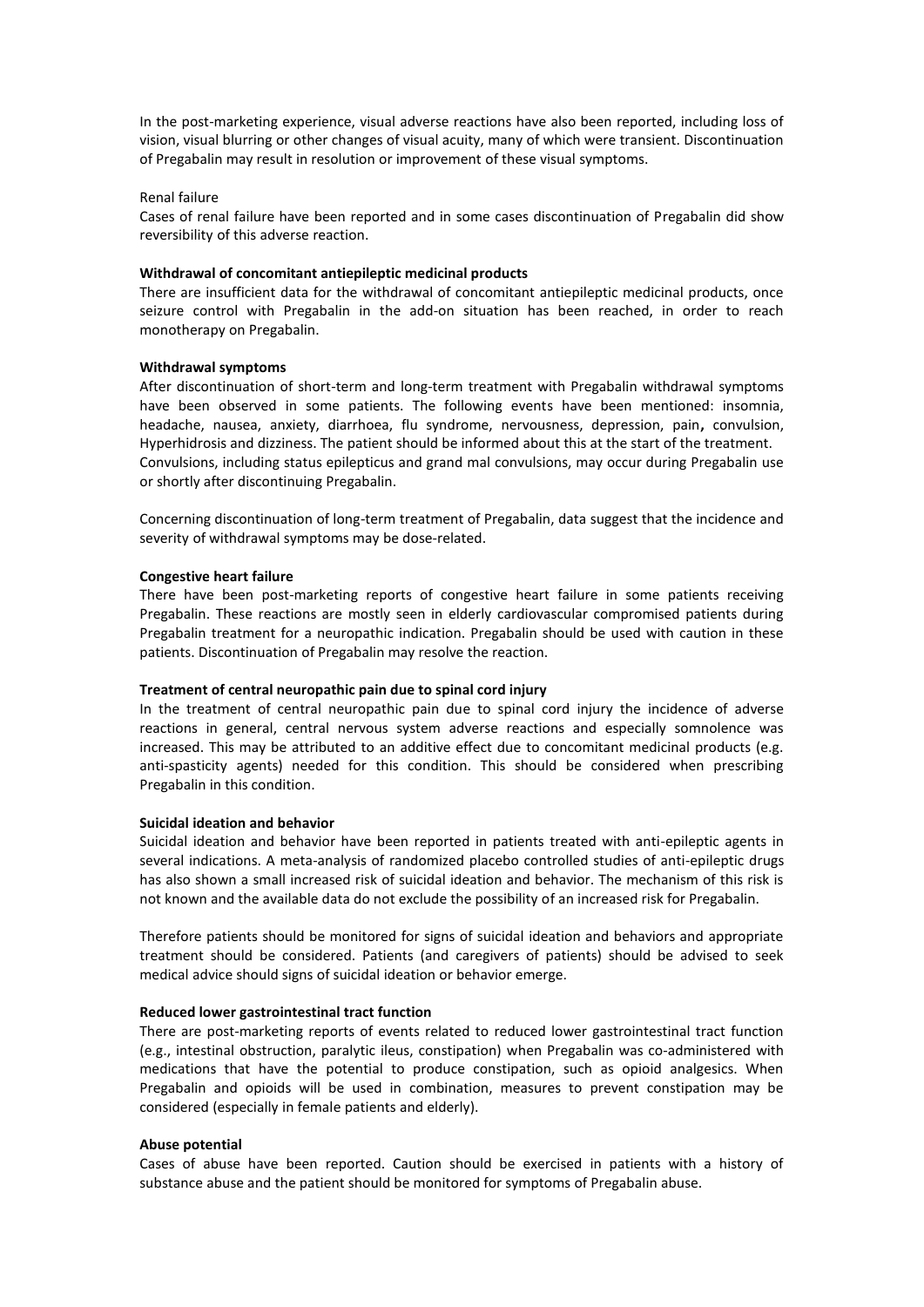In the post-marketing experience, visual adverse reactions have also been reported, including loss of vision, visual blurring or other changes of visual acuity, many of which were transient. Discontinuation of Pregabalin may result in resolution or improvement of these visual symptoms.

Renal failure

Cases of renal failure have been reported and in some cases discontinuation of Pregabalin did show reversibility of this adverse reaction.

**Withdrawal of concomitant antiepileptic medicinal products**

There are insufficient data for the withdrawal of concomitant antiepileptic medicinal products, once seizure control with Pregabalin in the add-on situation has been reached, in order to reach monotherapy on Pregabalin.

**Withdrawal symptoms**

After discontinuation of short-term and long-term treatment with Pregabalin withdrawal symptoms have been observed in some patients. The following events have been mentioned: insomnia, headache, nausea, anxiety, diarrhoea, flu syndrome, nervousness, depression, pain**,** convulsion, Hyperhidrosis and dizziness. The patient should be informed about this at the start of the treatment. Convulsions, including status epilepticus and grand mal convulsions, may occur during Pregabalin use or shortly after discontinuing Pregabalin.

Concerning discontinuation of long-term treatment of Pregabalin, data suggest that the incidence and severity of withdrawal symptoms may be dose-related.

**Congestive heart failure**

There have been post-marketing reports of congestive heart failure in some patients receiving Pregabalin. These reactions are mostly seen in elderly cardiovascular compromised patients during Pregabalin treatment for a neuropathic indication. Pregabalin should be used with caution in these patients. Discontinuation of Pregabalin may resolve the reaction.

**Treatment of central neuropathic pain due to spinal cord injury**

In the treatment of central neuropathic pain due to spinal cord injury the incidence of adverse reactions in general, central nervous system adverse reactions and especially somnolence was increased. This may be attributed to an additive effect due to concomitant medicinal products (e.g. anti-spasticity agents) needed for this condition. This should be considered when prescribing Pregabalin in this condition.

**Suicidal ideation and behavior**

Suicidal ideation and behavior have been reported in patients treated with anti-epileptic agents in several indications. A meta-analysis of randomized placebo controlled studies of anti-epileptic drugs has also shown a small increased risk of suicidal ideation and behavior. The mechanism of this risk is not known and the available data do not exclude the possibility of an increased risk for Pregabalin.

Therefore patients should be monitored for signs of suicidal ideation and behaviors and appropriate treatment should be considered. Patients (and caregivers of patients) should be advised to seek medical advice should signs of suicidal ideation or behavior emerge.

**Reduced lower gastrointestinal tract function**

There are post-marketing reports of events related to reduced lower gastrointestinal tract function (e.g., intestinal obstruction, paralytic ileus, constipation) when Pregabalin was co-administered with medications that have the potential to produce constipation, such as opioid analgesics. When Pregabalin and opioids will be used in combination, measures to prevent constipation may be considered (especially in female patients and elderly).

**Abuse potential**

Cases of abuse have been reported. Caution should be exercised in patients with a history of substance abuse and the patient should be monitored for symptoms of Pregabalin abuse.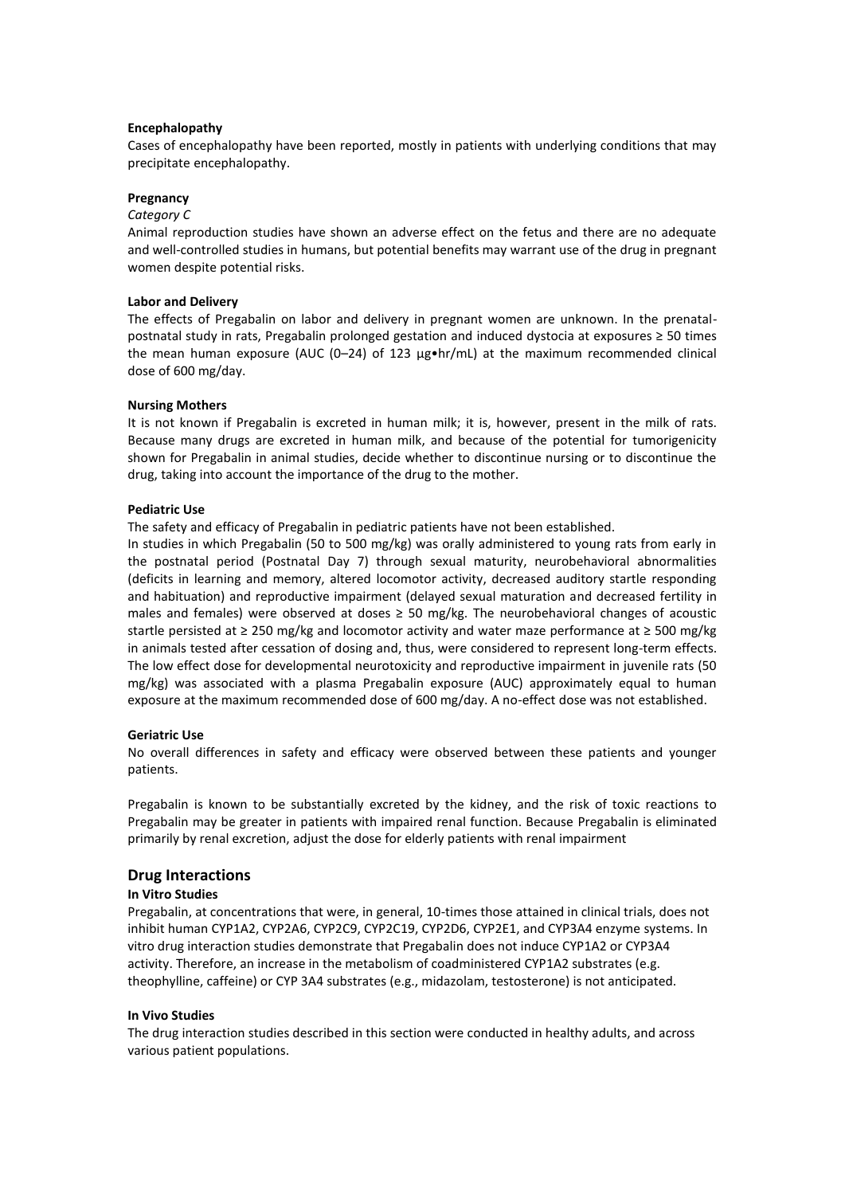**Encephalopathy**

Cases of encephalopathy have been reported, mostly in patients with underlying conditions that may precipitate encephalopathy.

**Pregnancy**

*Category C*

Animal reproduction studies have shown an adverse effect on the fetus and there are no adequate and well-controlled studies in humans, but potential benefits may warrant use of the drug in pregnant women despite potential risks.

**Labor and Delivery**

The effects of Pregabalin on labor and delivery in pregnant women are unknown. In the prenatal-postnatal study in rats, Pregabalin prolonged gestation and induced dystocia at exposures ≥ 50 times the mean human exposure (AUC (0–24) of 123 µg•hr/mL) at the maximum recommended clinical dose of 600 mg/day.

**Nursing Mothers**

It is not known if Pregabalin is excreted in human milk; it is, however, present in the milk of rats. Because many drugs are excreted in human milk, and because of the potential for tumorigenicity shown for Pregabalin in animal studies, decide whether to discontinue nursing or to discontinue the drug, taking into account the importance of the drug to the mother.

**Pediatric Use**

The safety and efficacy of Pregabalin in pediatric patients have not been established.

In studies in which Pregabalin (50 to 500 mg/kg) was orally administered to young rats from early in the postnatal period (Postnatal Day 7) through sexual maturity, neurobehavioral abnormalities (deficits in learning and memory, altered locomotor activity, decreased auditory startle responding and habituation) and reproductive impairment (delayed sexual maturation and decreased fertility in males and females) were observed at doses ≥ 50 mg/kg. The neurobehavioral changes of acoustic startle persisted at ≥ 250 mg/kg and locomotor activity and water maze performance at ≥ 500 mg/kg in animals tested after cessation of dosing and, thus, were considered to represent long-term effects. The low effect dose for developmental neurotoxicity and reproductive impairment in juvenile rats (50 mg/kg) was associated with a plasma Pregabalin exposure (AUC) approximately equal to human exposure at the maximum recommended dose of 600 mg/day. A no-effect dose was not established.

**Geriatric Use**

No overall differences in safety and efficacy were observed between these patients and younger patients.

Pregabalin is known to be substantially excreted by the kidney, and the risk of toxic reactions to Pregabalin may be greater in patients with impaired renal function. Because Pregabalin is eliminated primarily by renal excretion, adjust the dose for elderly patients with renal impairment

## Drug Interactions

**In Vitro Studies**

Pregabalin, at concentrations that were, in general, 10-times those attained in clinical trials, does not inhibit human CYP1A2, CYP2A6, CYP2C9, CYP2C19, CYP2D6, CYP2E1, and CYP3A4 enzyme systems. In vitro drug interaction studies demonstrate that Pregabalin does not induce CYP1A2 or CYP3A4 activity. Therefore, an increase in the metabolism of coadministered CYP1A2 substrates (e.g. theophylline, caffeine) or CYP 3A4 substrates (e.g., midazolam, testosterone) is not anticipated.

**In Vivo Studies**

The drug interaction studies described in this section were conducted in healthy adults, and across various patient populations.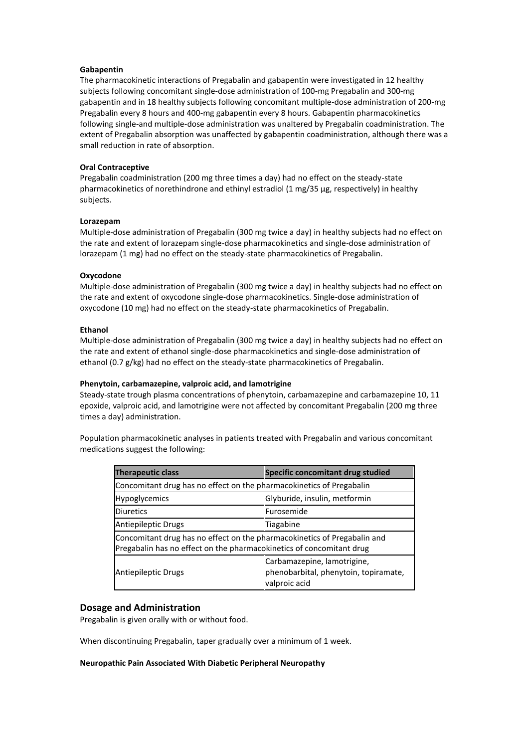**Gabapentin**

The pharmacokinetic interactions of Pregabalin and gabapentin were investigated in 12 healthy subjects following concomitant single-dose administration of 100-mg Pregabalin and 300-mg gabapentin and in 18 healthy subjects following concomitant multiple-dose administration of 200-mg Pregabalin every 8 hours and 400-mg gabapentin every 8 hours. Gabapentin pharmacokinetics following single-and multiple-dose administration was unaltered by Pregabalin coadministration. The extent of Pregabalin absorption was unaffected by gabapentin coadministration, although there was a small reduction in rate of absorption.

**Oral Contraceptive**

Pregabalin coadministration (200 mg three times a day) had no effect on the steady-state pharmacokinetics of norethindrone and ethinyl estradiol (1 mg/35 μg, respectively) in healthy subjects.

**Lorazepam**

Multiple-dose administration of Pregabalin (300 mg twice a day) in healthy subjects had no effect on the rate and extent of lorazepam single-dose pharmacokinetics and single-dose administration of lorazepam (1 mg) had no effect on the steady-state pharmacokinetics of Pregabalin.

**Oxycodone**

Multiple-dose administration of Pregabalin (300 mg twice a day) in healthy subjects had no effect on the rate and extent of oxycodone single-dose pharmacokinetics. Single-dose administration of oxycodone (10 mg) had no effect on the steady-state pharmacokinetics of Pregabalin.

**Ethanol**

Multiple-dose administration of Pregabalin (300 mg twice a day) in healthy subjects had no effect on the rate and extent of ethanol single-dose pharmacokinetics and single-dose administration of ethanol (0.7 g/kg) had no effect on the steady-state pharmacokinetics of Pregabalin.

**Phenytoin, carbamazepine, valproic acid, and lamotrigine**

Steady-state trough plasma concentrations of phenytoin, carbamazepine and carbamazepine 10, 11 epoxide, valproic acid, and lamotrigine were not affected by concomitant Pregabalin (200 mg three times a day) administration.

Population pharmacokinetic analyses in patients treated with Pregabalin and various concomitant medications suggest the following:

| Therapeutic class | Specific concomitant drug studied |
|---|---|
| Concomitant drug has no effect on the pharmacokinetics of Pregabalin | |
| Hypoglycemics | Glyburide, insulin, metformin |
| Diuretics | Furosemide |
| Antiepileptic Drugs | Tiagabine |
| Concomitant drug has no effect on the pharmacokinetics of Pregabalin and Pregabalin has no effect on the pharmacokinetics of concomitant drug | |
| Antiepileptic Drugs | Carbamazepine, lamotrigine, phenobarbital, phenytoin, topiramate, valproic acid |

## Dosage and Administration

Pregabalin is given orally with or without food.

When discontinuing Pregabalin, taper gradually over a minimum of 1 week.

**Neuropathic Pain Associated With Diabetic Peripheral Neuropathy**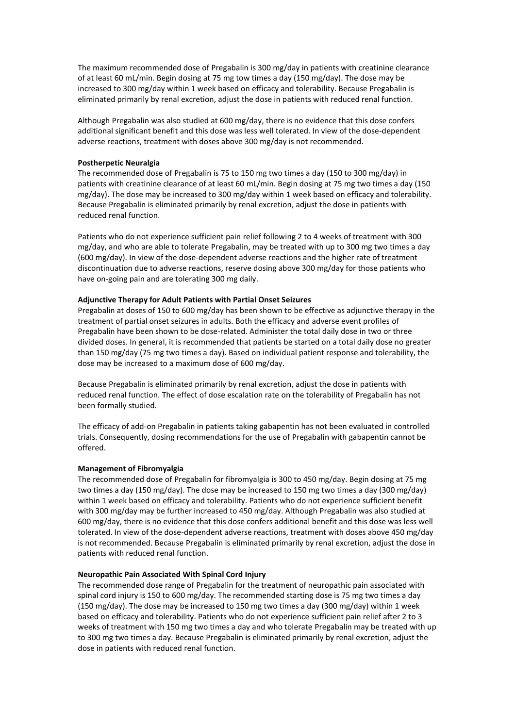The maximum recommended dose of Pregabalin is 300 mg/day in patients with creatinine clearance of at least 60 mL/min. Begin dosing at 75 mg tow times a day (150 mg/day). The dose may be increased to 300 mg/day within 1 week based on efficacy and tolerability. Because Pregabalin is eliminated primarily by renal excretion, adjust the dose in patients with reduced renal function.

Although Pregabalin was also studied at 600 mg/day, there is no evidence that this dose confers additional significant benefit and this dose was less well tolerated. In view of the dose-dependent adverse reactions, treatment with doses above 300 mg/day is not recommended.

**Postherpetic Neuralgia**

The recommended dose of Pregabalin is 75 to 150 mg two times a day (150 to 300 mg/day) in patients with creatinine clearance of at least 60 mL/min. Begin dosing at 75 mg two times a day (150 mg/day). The dose may be increased to 300 mg/day within 1 week based on efficacy and tolerability. Because Pregabalin is eliminated primarily by renal excretion, adjust the dose in patients with reduced renal function.

Patients who do not experience sufficient pain relief following 2 to 4 weeks of treatment with 300 mg/day, and who are able to tolerate Pregabalin, may be treated with up to 300 mg two times a day (600 mg/day). In view of the dose-dependent adverse reactions and the higher rate of treatment discontinuation due to adverse reactions, reserve dosing above 300 mg/day for those patients who have on-going pain and are tolerating 300 mg daily.

**Adjunctive Therapy for Adult Patients with Partial Onset Seizures**

Pregabalin at doses of 150 to 600 mg/day has been shown to be effective as adjunctive therapy in the treatment of partial onset seizures in adults. Both the efficacy and adverse event profiles of Pregabalin have been shown to be dose-related. Administer the total daily dose in two or three divided doses. In general, it is recommended that patients be started on a total daily dose no greater than 150 mg/day (75 mg two times a day). Based on individual patient response and tolerability, the dose may be increased to a maximum dose of 600 mg/day.

Because Pregabalin is eliminated primarily by renal excretion, adjust the dose in patients with reduced renal function. The effect of dose escalation rate on the tolerability of Pregabalin has not been formally studied.

The efficacy of add-on Pregabalin in patients taking gabapentin has not been evaluated in controlled trials. Consequently, dosing recommendations for the use of Pregabalin with gabapentin cannot be offered.

**Management of Fibromyalgia**

The recommended dose of Pregabalin for fibromyalgia is 300 to 450 mg/day. Begin dosing at 75 mg two times a day (150 mg/day). The dose may be increased to 150 mg two times a day (300 mg/day) within 1 week based on efficacy and tolerability. Patients who do not experience sufficient benefit with 300 mg/day may be further increased to 450 mg/day. Although Pregabalin was also studied at 600 mg/day, there is no evidence that this dose confers additional benefit and this dose was less well tolerated. In view of the dose-dependent adverse reactions, treatment with doses above 450 mg/day is not recommended. Because Pregabalin is eliminated primarily by renal excretion, adjust the dose in patients with reduced renal function.

**Neuropathic Pain Associated With Spinal Cord Injury**

The recommended dose range of Pregabalin for the treatment of neuropathic pain associated with spinal cord injury is 150 to 600 mg/day. The recommended starting dose is 75 mg two times a day (150 mg/day). The dose may be increased to 150 mg two times a day (300 mg/day) within 1 week based on efficacy and tolerability. Patients who do not experience sufficient pain relief after 2 to 3 weeks of treatment with 150 mg two times a day and who tolerate Pregabalin may be treated with up to 300 mg two times a day. Because Pregabalin is eliminated primarily by renal excretion, adjust the dose in patients with reduced renal function.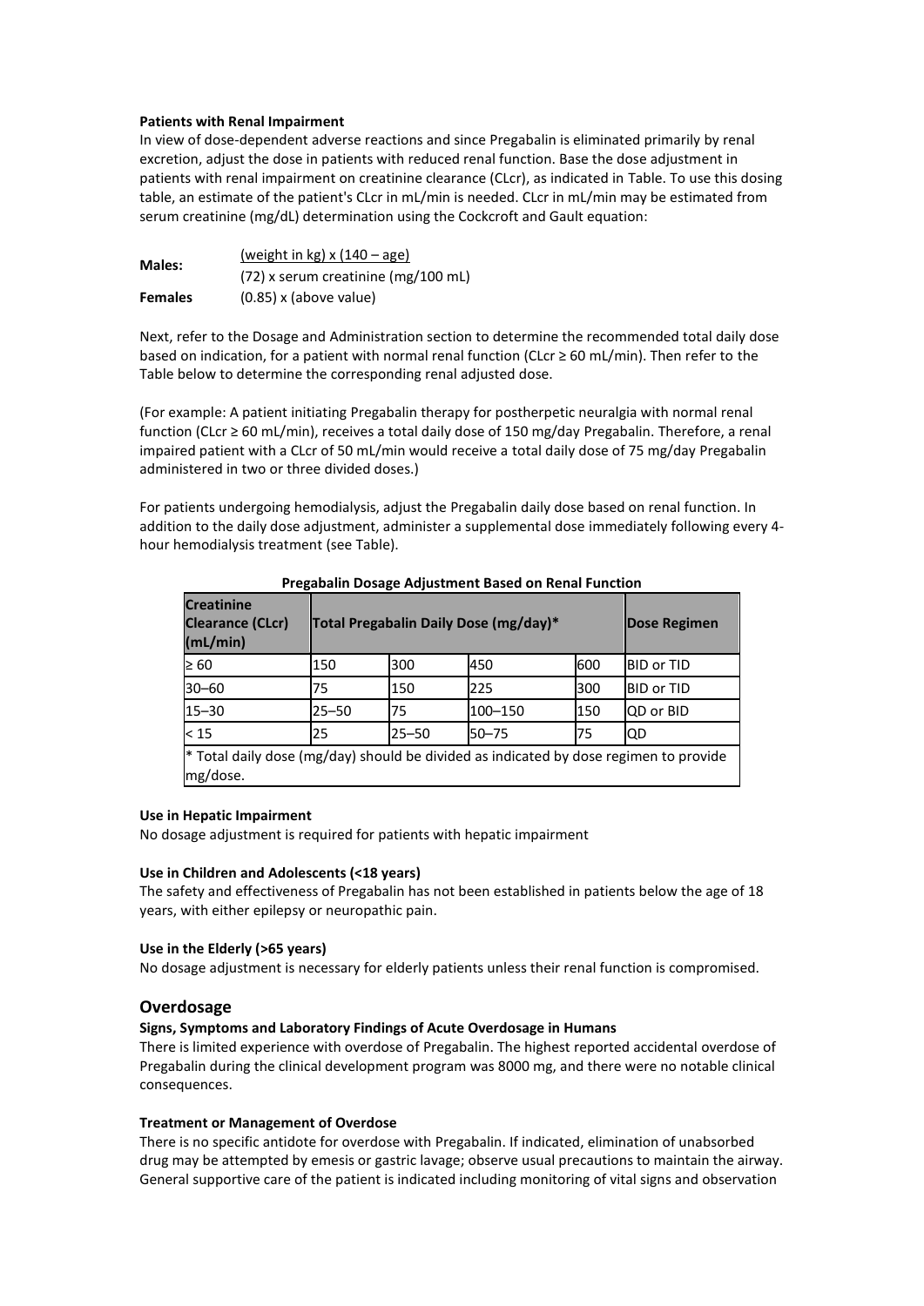**Patients with Renal Impairment**

In view of dose-dependent adverse reactions and since Pregabalin is eliminated primarily by renal excretion, adjust the dose in patients with reduced renal function. Base the dose adjustment in patients with renal impairment on creatinine clearance (CLcr), as indicated in Table. To use this dosing table, an estimate of the patient's CLcr in mL/min is needed. CLcr in mL/min may be estimated from serum creatinine (mg/dL) determination using the Cockcroft and Gault equation:

**Males:**

$$\frac{(\text{weight in kg}) \times (140 - \text{age})}{(72) \times \text{serum creatinine (mg/100 mL)}}$$

**Females** (0.85) x (above value)

Next, refer to the Dosage and Administration section to determine the recommended total daily dose based on indication, for a patient with normal renal function (CLcr ≥ 60 mL/min). Then refer to the Table below to determine the corresponding renal adjusted dose.

(For example: A patient initiating Pregabalin therapy for postherpetic neuralgia with normal renal function (CLcr ≥ 60 mL/min), receives a total daily dose of 150 mg/day Pregabalin. Therefore, a renal impaired patient with a CLcr of 50 mL/min would receive a total daily dose of 75 mg/day Pregabalin administered in two or three divided doses.)

For patients undergoing hemodialysis, adjust the Pregabalin daily dose based on renal function. In addition to the daily dose adjustment, administer a supplemental dose immediately following every 4-hour hemodialysis treatment (see Table).

**Pregabalin Dosage Adjustment Based on Renal Function**

| Creatinine Clearance (CLcr) (mL/min) | Total Pregabalin Daily Dose (mg/day)* | | | | Dose Regimen |
|---|---|---|---|---|---|
| ≥ 60 | 150 | 300 | 450 | 600 | BID or TID |
| 30–60 | 75 | 150 | 225 | 300 | BID or TID |
| 15–30 | 25–50 | 75 | 100–150 | 150 | QD or BID |
| < 15 | 25 | 25–50 | 50–75 | 75 | QD |

\* Total daily dose (mg/day) should be divided as indicated by dose regimen to provide mg/dose.

**Use in Hepatic Impairment**

No dosage adjustment is required for patients with hepatic impairment

**Use in Children and Adolescents (<18 years)**

The safety and effectiveness of Pregabalin has not been established in patients below the age of 18 years, with either epilepsy or neuropathic pain.

**Use in the Elderly (>65 years)**

No dosage adjustment is necessary for elderly patients unless their renal function is compromised.

## Overdosage

**Signs, Symptoms and Laboratory Findings of Acute Overdosage in Humans**

There is limited experience with overdose of Pregabalin. The highest reported accidental overdose of Pregabalin during the clinical development program was 8000 mg, and there were no notable clinical consequences.

**Treatment or Management of Overdose**

There is no specific antidote for overdose with Pregabalin. If indicated, elimination of unabsorbed drug may be attempted by emesis or gastric lavage; observe usual precautions to maintain the airway. General supportive care of the patient is indicated including monitoring of vital signs and observation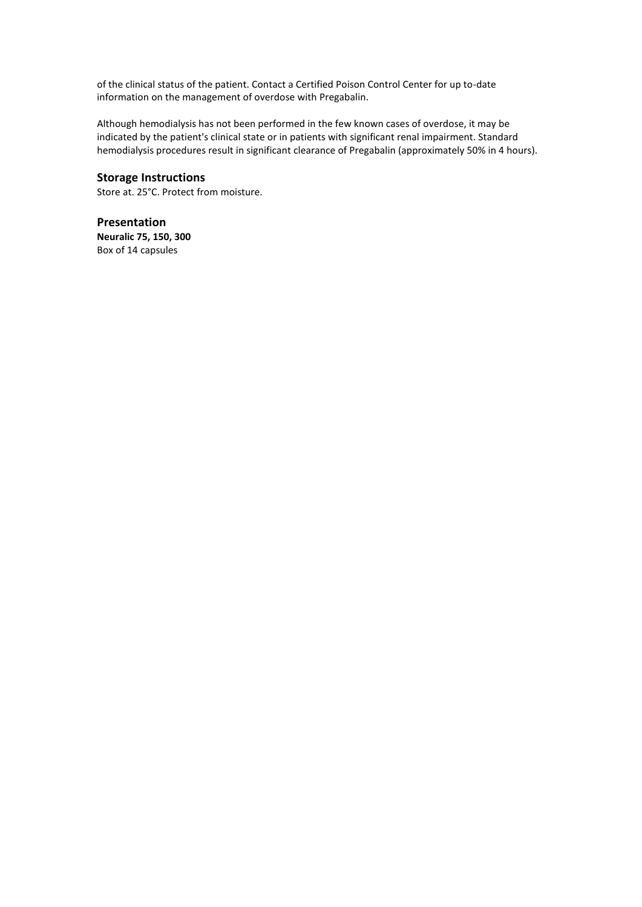of the clinical status of the patient. Contact a Certified Poison Control Center for up to-date information on the management of overdose with Pregabalin.

Although hemodialysis has not been performed in the few known cases of overdose, it may be indicated by the patient's clinical state or in patients with significant renal impairment. Standard hemodialysis procedures result in significant clearance of Pregabalin (approximately 50% in 4 hours).

## Storage Instructions

Store at. 25°C. Protect from moisture.

## Presentation

**Neuralic 75, 150, 300**

Box of 14 capsules